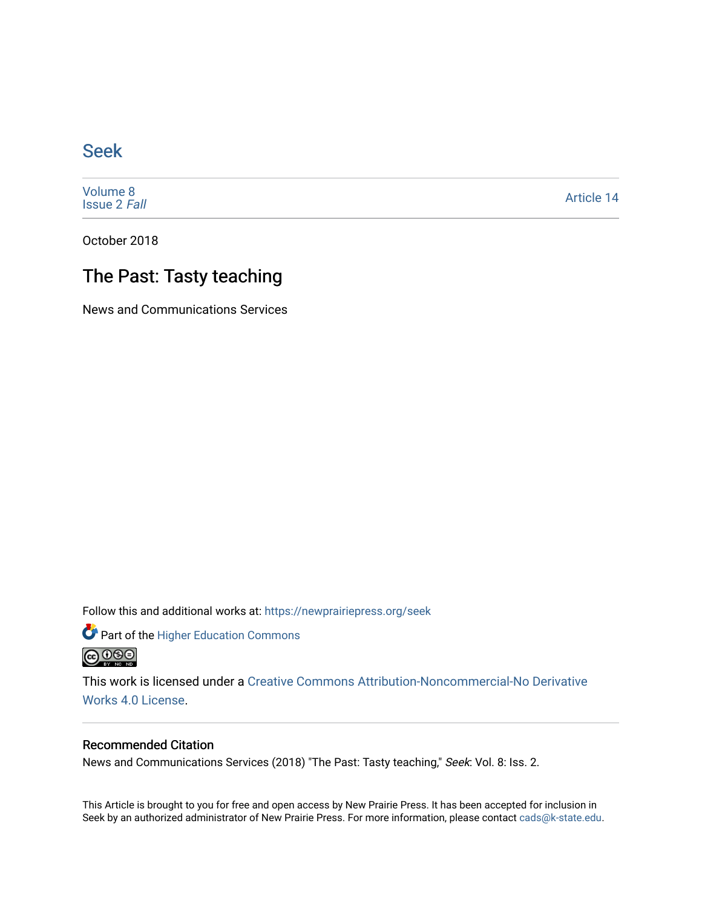# Seek

Volume 8
Issue 2 *Fall*

Article 14

October 2018

## The Past: Tasty teaching

News and Communications Services

Follow this and additional works at: https://newprairiepress.org/seek

Part of the Higher Education Commons

This work is licensed under a Creative Commons Attribution-Noncommercial-No Derivative Works 4.0 License.

### Recommended Citation

News and Communications Services (2018) "The Past: Tasty teaching," *Seek*: Vol. 8: Iss. 2.

This Article is brought to you for free and open access by New Prairie Press. It has been accepted for inclusion in Seek by an authorized administrator of New Prairie Press. For more information, please contact cads@k-state.edu.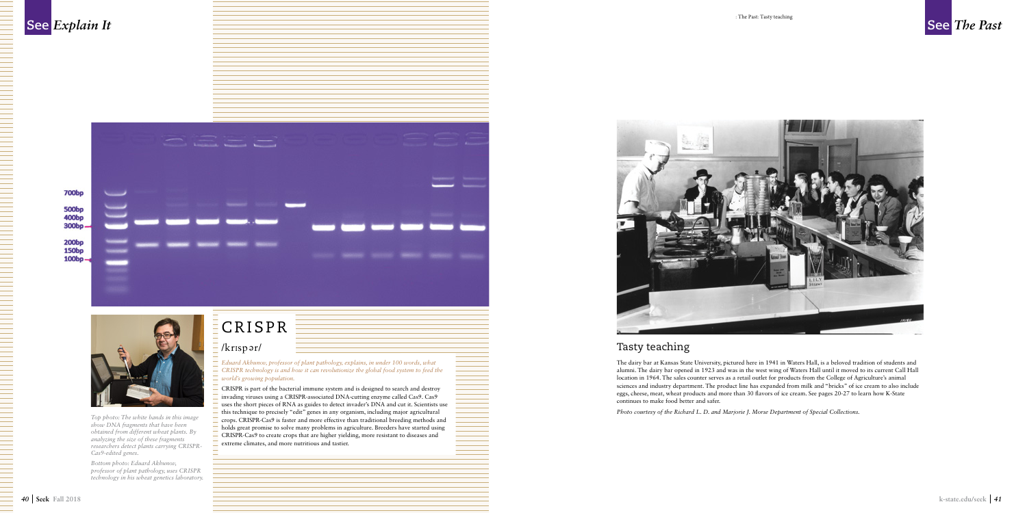## See *Explain It*

700bp
500bp
400bp
300bp
200bp
150bp
100bp

*Top photo: The white bands in this image show DNA fragments that have been obtained from different wheat plants. By analyzing the size of these fragments researchers detect plants carrying CRISPR-Cas9-edited genes.*

*Bottom photo: Eduard Akhunov, professor of plant pathology, uses CRISPR technology in his wheat genetics laboratory.*

# CRISPR

/krɪspər/

*Eduard Akhunov, professor of plant pathology, explains, in under 100 words, what CRISPR technology is and how it can revolutionize the global food system to feed the world's growing population.*

CRISPR is part of the bacterial immune system and is designed to search and destroy invading viruses using a CRISPR-associated DNA-cutting enzyme called Cas9. Cas9 uses the short pieces of RNA as guides to detect invader's DNA and cut it. Scientists use this technique to precisely "edit" genes in any organism, including major agricultural crops. CRISPR-Cas9 is faster and more effective than traditional breeding methods and holds great promise to solve many problems in agriculture. Breeders have started using CRISPR-Cas9 to create crops that are higher yielding, more resistant to diseases and extreme climates, and more nutritious and tastier.

## See *The Past*

## Tasty teaching

The dairy bar at Kansas State University, pictured here in 1941 in Waters Hall, is a beloved tradition of students and alumni. The dairy bar opened in 1923 and was in the west wing of Waters Hall until it moved to its current Call Hall location in 1964. The sales counter serves as a retail outlet for products from the College of Agriculture's animal sciences and industry department. The product line has expanded from milk and "bricks" of ice cream to also include eggs, cheese, meat, wheat products and more than 30 flavors of ice cream. See pages 20-27 to learn how K-State continues to make food better and safer.

*Photo courtesy of the Richard L. D. and Marjorie J. Morse Department of Special Collections.*